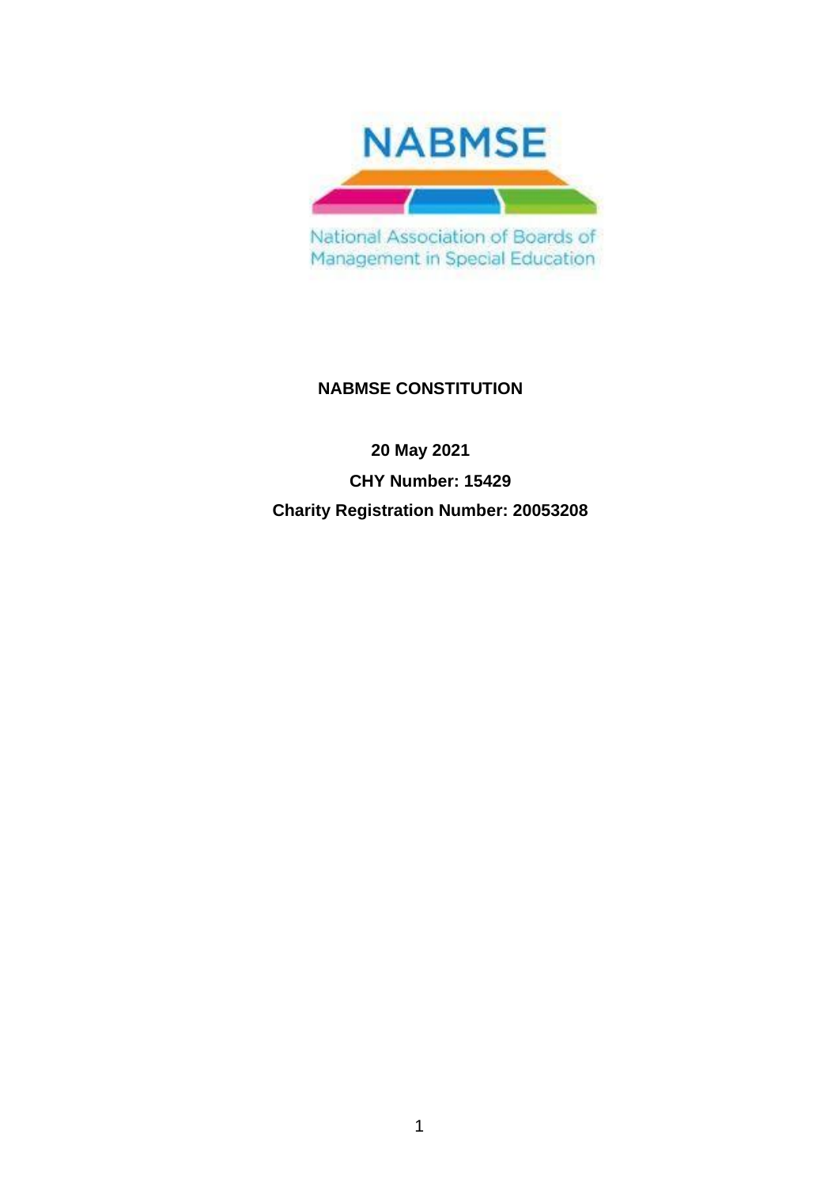NABMSE

National Association of Boards of Management in Special Education

# NABMSE CONSTITUTION

**20 May 2021**

**CHY Number: 15429**

**Charity Registration Number: 20053208**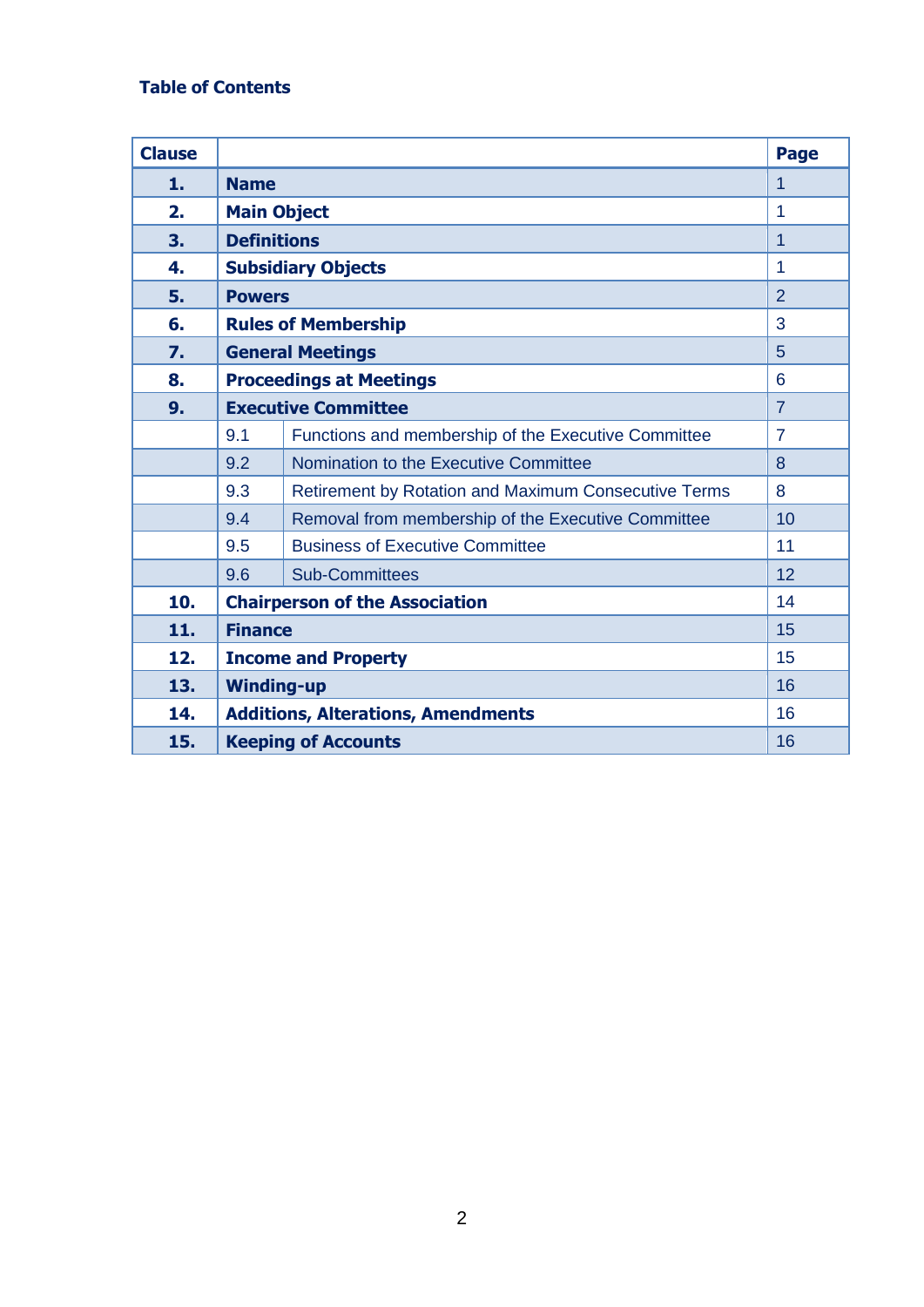**Table of Contents**

| Clause | | | Page |
|---|---|---|---|
| **1.** | **Name** | | 1 |
| **2.** | **Main Object** | | 1 |
| **3.** | **Definitions** | | 1 |
| **4.** | **Subsidiary Objects** | | 1 |
| **5.** | **Powers** | | 2 |
| **6.** | **Rules of Membership** | | 3 |
| **7.** | **General Meetings** | | 5 |
| **8.** | **Proceedings at Meetings** | | 6 |
| **9.** | **Executive Committee** | | 7 |
| | 9.1 | Functions and membership of the Executive Committee | 7 |
| | 9.2 | Nomination to the Executive Committee | 8 |
| | 9.3 | Retirement by Rotation and Maximum Consecutive Terms | 8 |
| | 9.4 | Removal from membership of the Executive Committee | 10 |
| | 9.5 | Business of Executive Committee | 11 |
| | 9.6 | Sub-Committees | 12 |
| **10.** | **Chairperson of the Association** | | 14 |
| **11.** | **Finance** | | 15 |
| **12.** | **Income and Property** | | 15 |
| **13.** | **Winding-up** | | 16 |
| **14.** | **Additions, Alterations, Amendments** | | 16 |
| **15.** | **Keeping of Accounts** | | 16 |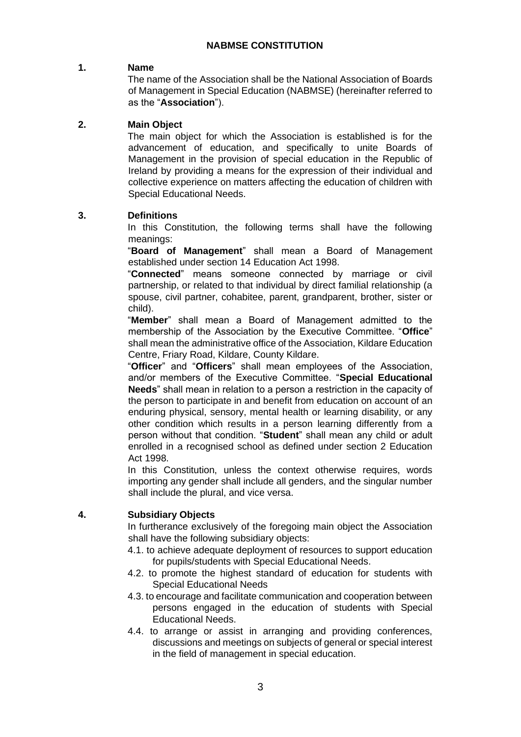# NABMSE CONSTITUTION

## 1. Name

The name of the Association shall be the National Association of Boards of Management in Special Education (NABMSE) (hereinafter referred to as the "**Association**").

## 2. Main Object

The main object for which the Association is established is for the advancement of education, and specifically to unite Boards of Management in the provision of special education in the Republic of Ireland by providing a means for the expression of their individual and collective experience on matters affecting the education of children with Special Educational Needs.

## 3. Definitions

In this Constitution, the following terms shall have the following meanings:

"**Board of Management**" shall mean a Board of Management established under section 14 Education Act 1998.

"**Connected**" means someone connected by marriage or civil partnership, or related to that individual by direct familial relationship (a spouse, civil partner, cohabitee, parent, grandparent, brother, sister or child).

"**Member**" shall mean a Board of Management admitted to the membership of the Association by the Executive Committee. "**Office**" shall mean the administrative office of the Association, Kildare Education Centre, Friary Road, Kildare, County Kildare.

"**Officer**" and "**Officers**" shall mean employees of the Association, and/or members of the Executive Committee. "**Special Educational Needs**" shall mean in relation to a person a restriction in the capacity of the person to participate in and benefit from education on account of an enduring physical, sensory, mental health or learning disability, or any other condition which results in a person learning differently from a person without that condition. "**Student**" shall mean any child or adult enrolled in a recognised school as defined under section 2 Education Act 1998.

In this Constitution, unless the context otherwise requires, words importing any gender shall include all genders, and the singular number shall include the plural, and vice versa.

## 4. Subsidiary Objects

In furtherance exclusively of the foregoing main object the Association shall have the following subsidiary objects:

4.1. to achieve adequate deployment of resources to support education for pupils/students with Special Educational Needs.

4.2. to promote the highest standard of education for students with Special Educational Needs

4.3. to encourage and facilitate communication and cooperation between persons engaged in the education of students with Special Educational Needs.

4.4. to arrange or assist in arranging and providing conferences, discussions and meetings on subjects of general or special interest in the field of management in special education.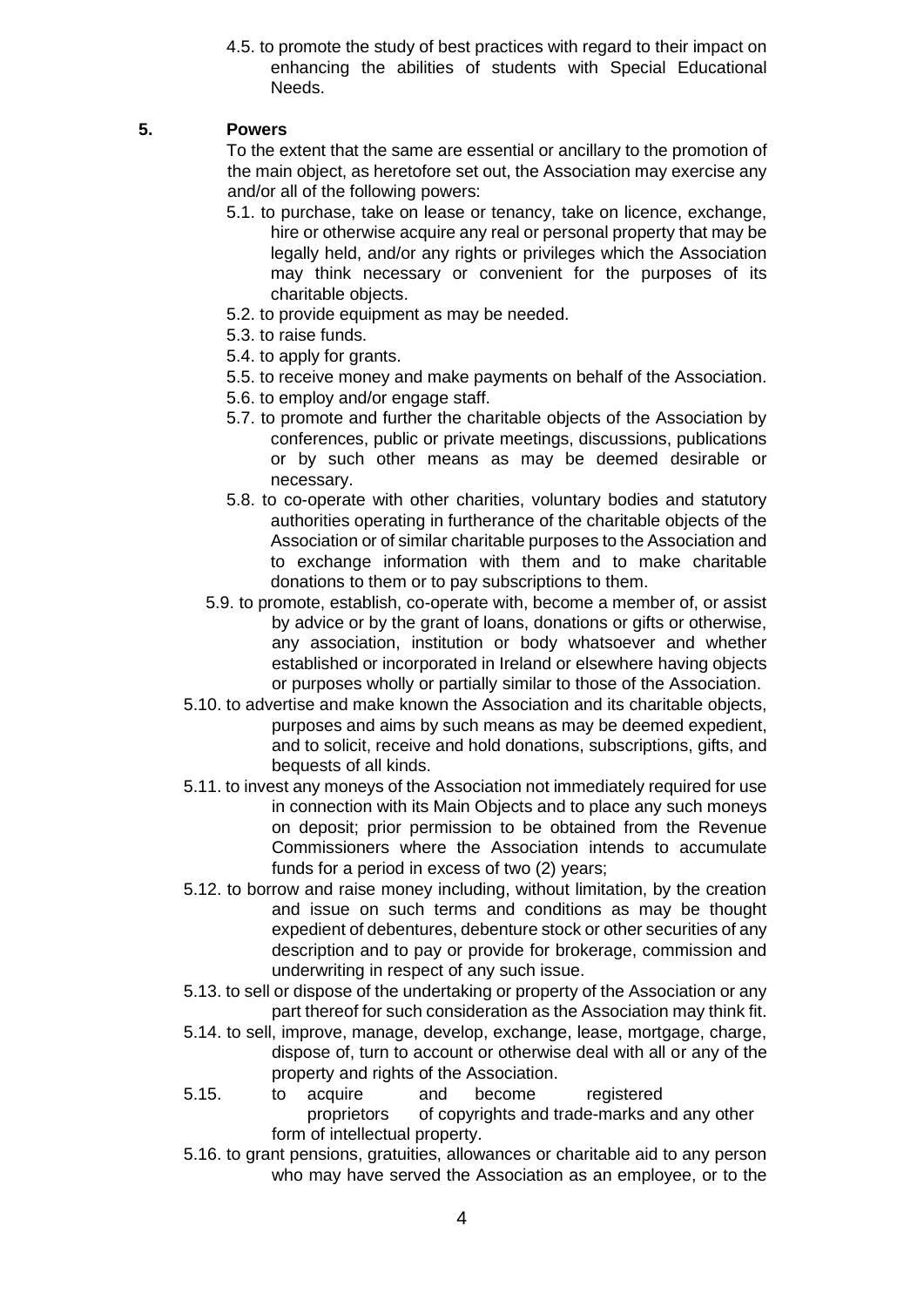4.5. to promote the study of best practices with regard to their impact on enhancing the abilities of students with Special Educational Needs.

## 5. Powers

To the extent that the same are essential or ancillary to the promotion of the main object, as heretofore set out, the Association may exercise any and/or all of the following powers:

5.1. to purchase, take on lease or tenancy, take on licence, exchange, hire or otherwise acquire any real or personal property that may be legally held, and/or any rights or privileges which the Association may think necessary or convenient for the purposes of its charitable objects.

5.2. to provide equipment as may be needed.

5.3. to raise funds.

5.4. to apply for grants.

5.5. to receive money and make payments on behalf of the Association.

5.6. to employ and/or engage staff.

5.7. to promote and further the charitable objects of the Association by conferences, public or private meetings, discussions, publications or by such other means as may be deemed desirable or necessary.

5.8. to co-operate with other charities, voluntary bodies and statutory authorities operating in furtherance of the charitable objects of the Association or of similar charitable purposes to the Association and to exchange information with them and to make charitable donations to them or to pay subscriptions to them.

5.9. to promote, establish, co-operate with, become a member of, or assist by advice or by the grant of loans, donations or gifts or otherwise, any association, institution or body whatsoever and whether established or incorporated in Ireland or elsewhere having objects or purposes wholly or partially similar to those of the Association.

5.10. to advertise and make known the Association and its charitable objects, purposes and aims by such means as may be deemed expedient, and to solicit, receive and hold donations, subscriptions, gifts, and bequests of all kinds.

5.11. to invest any moneys of the Association not immediately required for use in connection with its Main Objects and to place any such moneys on deposit; prior permission to be obtained from the Revenue Commissioners where the Association intends to accumulate funds for a period in excess of two (2) years;

5.12. to borrow and raise money including, without limitation, by the creation and issue on such terms and conditions as may be thought expedient of debentures, debenture stock or other securities of any description and to pay or provide for brokerage, commission and underwriting in respect of any such issue.

5.13. to sell or dispose of the undertaking or property of the Association or any part thereof for such consideration as the Association may think fit.

5.14. to sell, improve, manage, develop, exchange, lease, mortgage, charge, dispose of, turn to account or otherwise deal with all or any of the property and rights of the Association.

5.15. to acquire and become registered proprietors of copyrights and trade-marks and any other form of intellectual property.

5.16. to grant pensions, gratuities, allowances or charitable aid to any person who may have served the Association as an employee, or to the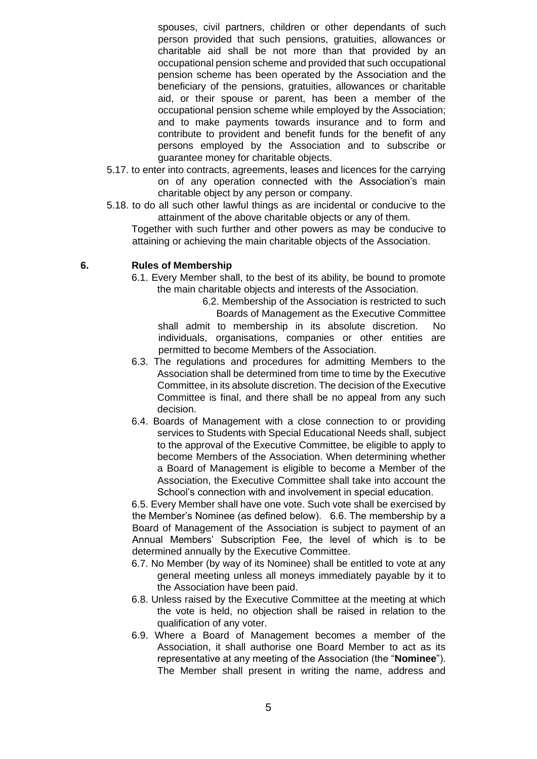spouses, civil partners, children or other dependants of such person provided that such pensions, gratuities, allowances or charitable aid shall be not more than that provided by an occupational pension scheme and provided that such occupational pension scheme has been operated by the Association and the beneficiary of the pensions, gratuities, allowances or charitable aid, or their spouse or parent, has been a member of the occupational pension scheme while employed by the Association; and to make payments towards insurance and to form and contribute to provident and benefit funds for the benefit of any persons employed by the Association and to subscribe or guarantee money for charitable objects.

5.17. to enter into contracts, agreements, leases and licences for the carrying on of any operation connected with the Association's main charitable object by any person or company.

5.18. to do all such other lawful things as are incidental or conducive to the attainment of the above charitable objects or any of them.

Together with such further and other powers as may be conducive to attaining or achieving the main charitable objects of the Association.

## 6. Rules of Membership

6.1. Every Member shall, to the best of its ability, be bound to promote the main charitable objects and interests of the Association.

6.2. Membership of the Association is restricted to such Boards of Management as the Executive Committee shall admit to membership in its absolute discretion. No individuals, organisations, companies or other entities are permitted to become Members of the Association.

6.3. The regulations and procedures for admitting Members to the Association shall be determined from time to time by the Executive Committee, in its absolute discretion. The decision of the Executive Committee is final, and there shall be no appeal from any such decision.

6.4. Boards of Management with a close connection to or providing services to Students with Special Educational Needs shall, subject to the approval of the Executive Committee, be eligible to apply to become Members of the Association. When determining whether a Board of Management is eligible to become a Member of the Association, the Executive Committee shall take into account the School's connection with and involvement in special education.

6.5. Every Member shall have one vote. Such vote shall be exercised by the Member's Nominee (as defined below).

6.6. The membership by a Board of Management of the Association is subject to payment of an Annual Members' Subscription Fee, the level of which is to be determined annually by the Executive Committee.

6.7. No Member (by way of its Nominee) shall be entitled to vote at any general meeting unless all moneys immediately payable by it to the Association have been paid.

6.8. Unless raised by the Executive Committee at the meeting at which the vote is held, no objection shall be raised in relation to the qualification of any voter.

6.9. Where a Board of Management becomes a member of the Association, it shall authorise one Board Member to act as its representative at any meeting of the Association (the "**Nominee**"). The Member shall present in writing the name, address and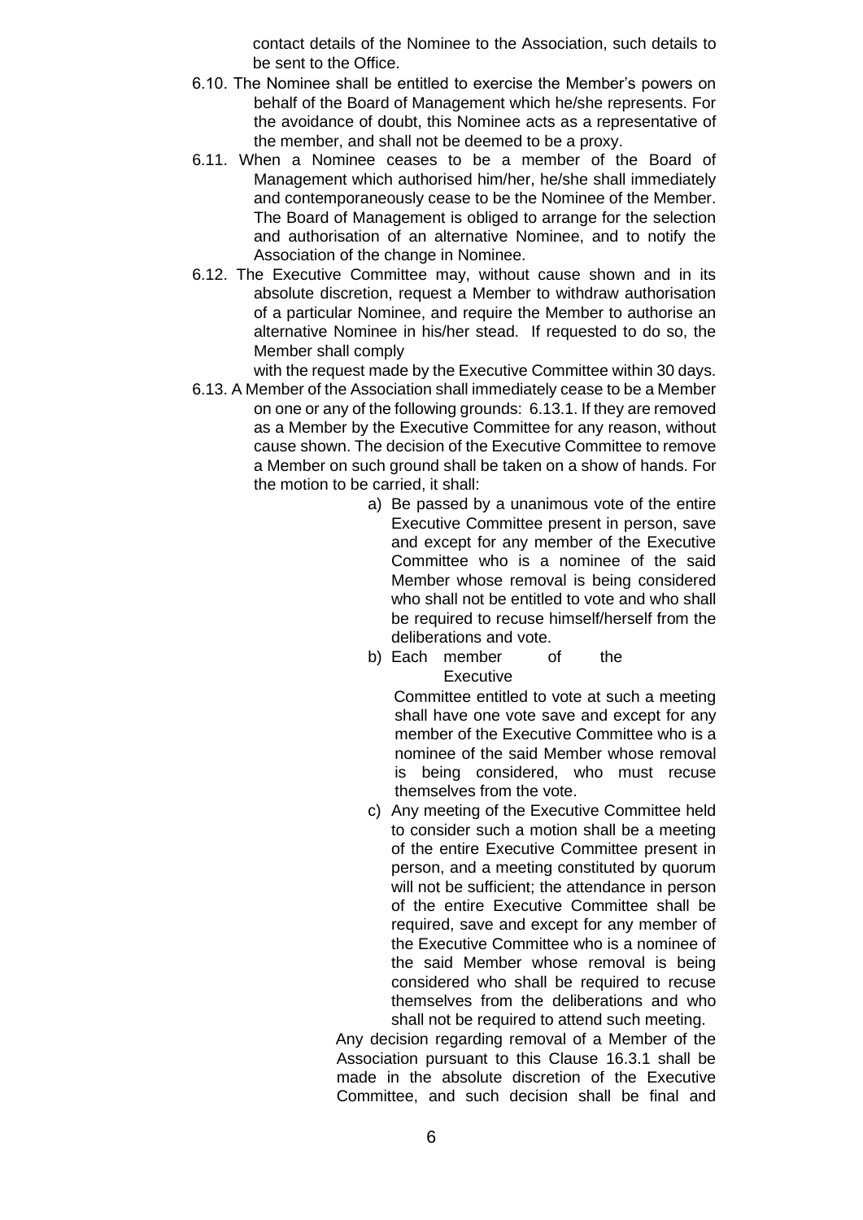contact details of the Nominee to the Association, such details to be sent to the Office.

6.10. The Nominee shall be entitled to exercise the Member's powers on behalf of the Board of Management which he/she represents. For the avoidance of doubt, this Nominee acts as a representative of the member, and shall not be deemed to be a proxy.

6.11. When a Nominee ceases to be a member of the Board of Management which authorised him/her, he/she shall immediately and contemporaneously cease to be the Nominee of the Member. The Board of Management is obliged to arrange for the selection and authorisation of an alternative Nominee, and to notify the Association of the change in Nominee.

6.12. The Executive Committee may, without cause shown and in its absolute discretion, request a Member to withdraw authorisation of a particular Nominee, and require the Member to authorise an alternative Nominee in his/her stead. If requested to do so, the Member shall comply with the request made by the Executive Committee within 30 days.

6.13. A Member of the Association shall immediately cease to be a Member on one or any of the following grounds: 6.13.1. If they are removed as a Member by the Executive Committee for any reason, without cause shown. The decision of the Executive Committee to remove a Member on such ground shall be taken on a show of hands. For the motion to be carried, it shall:

a) Be passed by a unanimous vote of the entire Executive Committee present in person, save and except for any member of the Executive Committee who is a nominee of the said Member whose removal is being considered who shall not be entitled to vote and who shall be required to recuse himself/herself from the deliberations and vote.

b) Each member of the Executive Committee entitled to vote at such a meeting shall have one vote save and except for any member of the Executive Committee who is a nominee of the said Member whose removal is being considered, who must recuse themselves from the vote.

c) Any meeting of the Executive Committee held to consider such a motion shall be a meeting of the entire Executive Committee present in person, and a meeting constituted by quorum will not be sufficient; the attendance in person of the entire Executive Committee shall be required, save and except for any member of the Executive Committee who is a nominee of the said Member whose removal is being considered who shall be required to recuse themselves from the deliberations and who shall not be required to attend such meeting.

Any decision regarding removal of a Member of the Association pursuant to this Clause 16.3.1 shall be made in the absolute discretion of the Executive Committee, and such decision shall be final and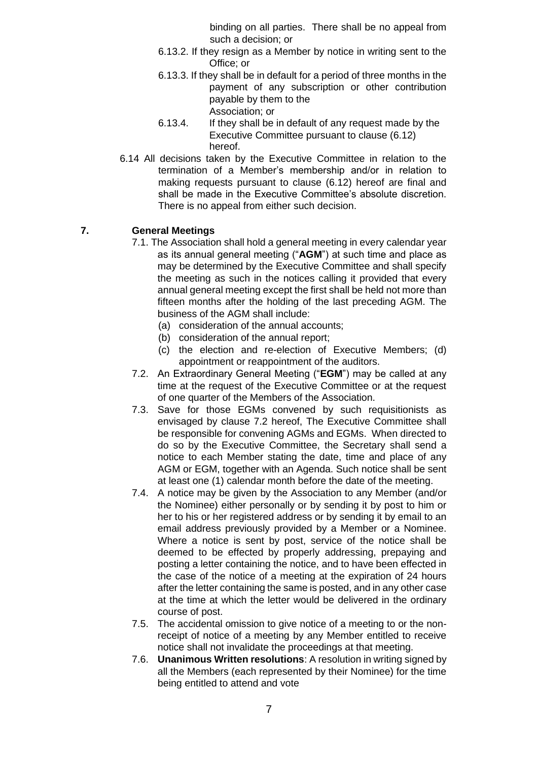binding on all parties. There shall be no appeal from such a decision; or

6.13.2. If they resign as a Member by notice in writing sent to the Office; or

6.13.3. If they shall be in default for a period of three months in the payment of any subscription or other contribution payable by them to the Association; or

6.13.4. If they shall be in default of any request made by the Executive Committee pursuant to clause (6.12) hereof.

6.14 All decisions taken by the Executive Committee in relation to the termination of a Member's membership and/or in relation to making requests pursuant to clause (6.12) hereof are final and shall be made in the Executive Committee's absolute discretion. There is no appeal from either such decision.

## 7. General Meetings

7.1. The Association shall hold a general meeting in every calendar year as its annual general meeting ("**AGM**") at such time and place as may be determined by the Executive Committee and shall specify the meeting as such in the notices calling it provided that every annual general meeting except the first shall be held not more than fifteen months after the holding of the last preceding AGM. The business of the AGM shall include:

(a) consideration of the annual accounts;
(b) consideration of the annual report;
(c) the election and re-election of Executive Members; (d) appointment or reappointment of the auditors.

7.2. An Extraordinary General Meeting ("**EGM**") may be called at any time at the request of the Executive Committee or at the request of one quarter of the Members of the Association.

7.3. Save for those EGMs convened by such requisitionists as envisaged by clause 7.2 hereof, The Executive Committee shall be responsible for convening AGMs and EGMs. When directed to do so by the Executive Committee, the Secretary shall send a notice to each Member stating the date, time and place of any AGM or EGM, together with an Agenda. Such notice shall be sent at least one (1) calendar month before the date of the meeting.

7.4. A notice may be given by the Association to any Member (and/or the Nominee) either personally or by sending it by post to him or her to his or her registered address or by sending it by email to an email address previously provided by a Member or a Nominee. Where a notice is sent by post, service of the notice shall be deemed to be effected by properly addressing, prepaying and posting a letter containing the notice, and to have been effected in the case of the notice of a meeting at the expiration of 24 hours after the letter containing the same is posted, and in any other case at the time at which the letter would be delivered in the ordinary course of post.

7.5. The accidental omission to give notice of a meeting to or the non-receipt of notice of a meeting by any Member entitled to receive notice shall not invalidate the proceedings at that meeting.

7.6. **Unanimous Written resolutions**: A resolution in writing signed by all the Members (each represented by their Nominee) for the time being entitled to attend and vote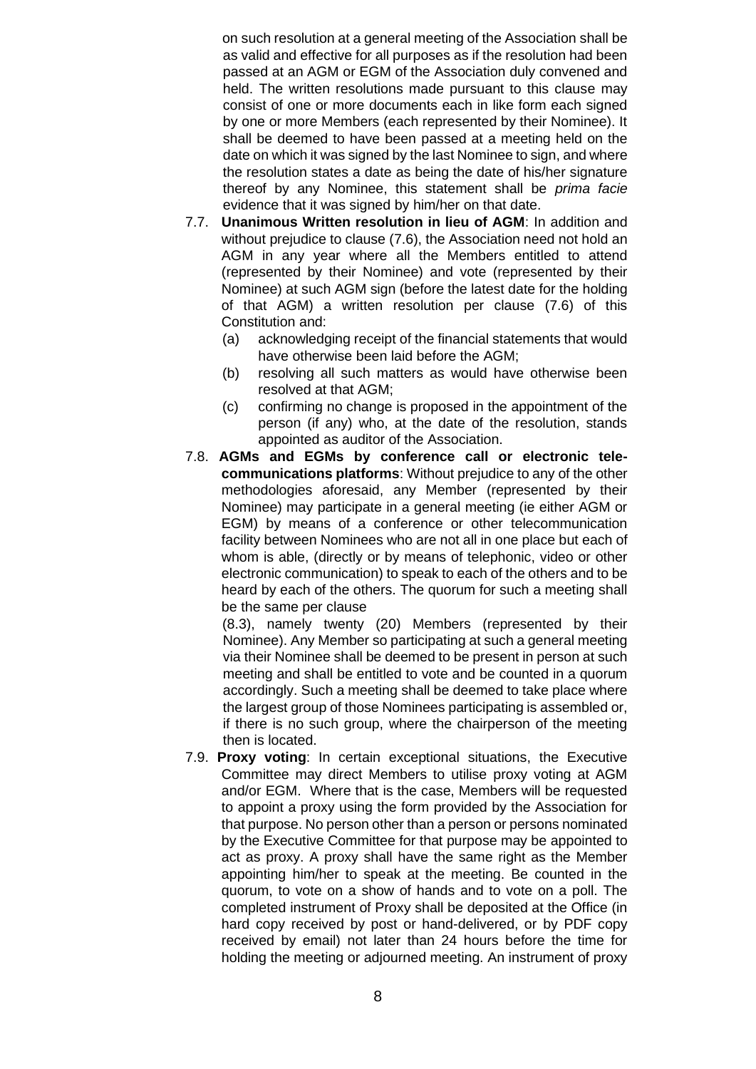on such resolution at a general meeting of the Association shall be as valid and effective for all purposes as if the resolution had been passed at an AGM or EGM of the Association duly convened and held. The written resolutions made pursuant to this clause may consist of one or more documents each in like form each signed by one or more Members (each represented by their Nominee). It shall be deemed to have been passed at a meeting held on the date on which it was signed by the last Nominee to sign, and where the resolution states a date as being the date of his/her signature thereof by any Nominee, this statement shall be *prima facie* evidence that it was signed by him/her on that date.

7.7. **Unanimous Written resolution in lieu of AGM**: In addition and without prejudice to clause (7.6), the Association need not hold an AGM in any year where all the Members entitled to attend (represented by their Nominee) and vote (represented by their Nominee) at such AGM sign (before the latest date for the holding of that AGM) a written resolution per clause (7.6) of this Constitution and:

   (a) acknowledging receipt of the financial statements that would have otherwise been laid before the AGM;

   (b) resolving all such matters as would have otherwise been resolved at that AGM;

   (c) confirming no change is proposed in the appointment of the person (if any) who, at the date of the resolution, stands appointed as auditor of the Association.

7.8. **AGMs and EGMs by conference call or electronic tele-communications platforms**: Without prejudice to any of the other methodologies aforesaid, any Member (represented by their Nominee) may participate in a general meeting (ie either AGM or EGM) by means of a conference or other telecommunication facility between Nominees who are not all in one place but each of whom is able, (directly or by means of telephonic, video or other electronic communication) to speak to each of the others and to be heard by each of the others. The quorum for such a meeting shall be the same per clause

(8.3), namely twenty (20) Members (represented by their Nominee). Any Member so participating at such a general meeting via their Nominee shall be deemed to be present in person at such meeting and shall be entitled to vote and be counted in a quorum accordingly. Such a meeting shall be deemed to take place where the largest group of those Nominees participating is assembled or, if there is no such group, where the chairperson of the meeting then is located.

7.9. **Proxy voting**: In certain exceptional situations, the Executive Committee may direct Members to utilise proxy voting at AGM and/or EGM. Where that is the case, Members will be requested to appoint a proxy using the form provided by the Association for that purpose. No person other than a person or persons nominated by the Executive Committee for that purpose may be appointed to act as proxy. A proxy shall have the same right as the Member appointing him/her to speak at the meeting. Be counted in the quorum, to vote on a show of hands and to vote on a poll. The completed instrument of Proxy shall be deposited at the Office (in hard copy received by post or hand-delivered, or by PDF copy received by email) not later than 24 hours before the time for holding the meeting or adjourned meeting. An instrument of proxy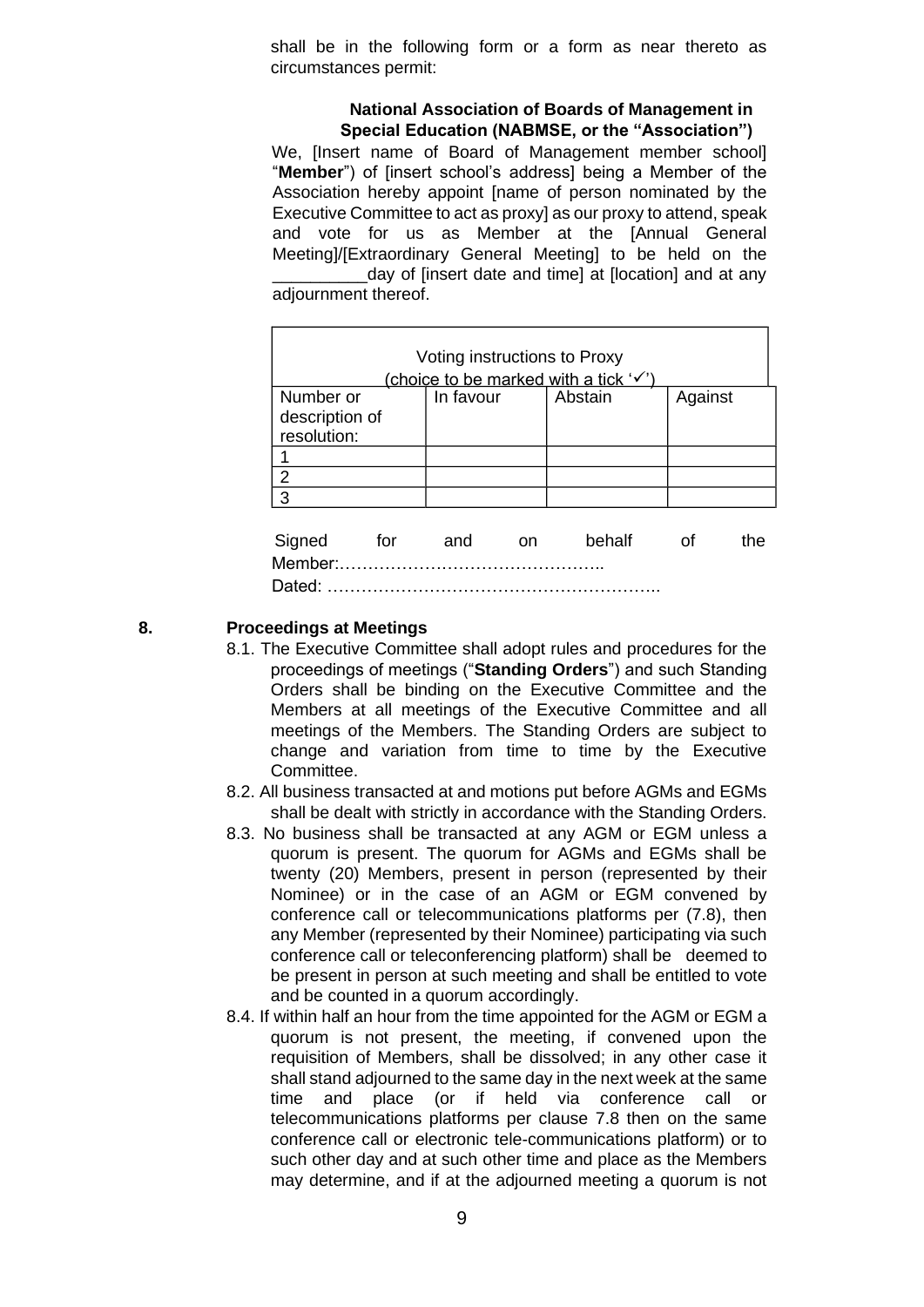shall be in the following form or a form as near thereto as circumstances permit:

**National Association of Boards of Management in Special Education (NABMSE, or the "Association")**

We, [Insert name of Board of Management member school] "**Member**") of [insert school's address] being a Member of the Association hereby appoint [name of person nominated by the Executive Committee to act as proxy] as our proxy to attend, speak and vote for us as Member at the [Annual General Meeting]/[Extraordinary General Meeting] to be held on the __________day of [insert date and time] at [location] and at any adjournment thereof.

| Voting instructions to Proxy (choice to be marked with a tick '✓') | | | |
|---|---|---|---|
| Number or description of resolution: | In favour | Abstain | Against |
| 1 | | | |
| 2 | | | |
| 3 | | | |

Signed for and on behalf of the Member:………………………………………..
Dated: …………………………………………………..

## 8. Proceedings at Meetings

8.1. The Executive Committee shall adopt rules and procedures for the proceedings of meetings ("**Standing Orders**") and such Standing Orders shall be binding on the Executive Committee and the Members at all meetings of the Executive Committee and all meetings of the Members. The Standing Orders are subject to change and variation from time to time by the Executive Committee.

8.2. All business transacted at and motions put before AGMs and EGMs shall be dealt with strictly in accordance with the Standing Orders.

8.3. No business shall be transacted at any AGM or EGM unless a quorum is present. The quorum for AGMs and EGMs shall be twenty (20) Members, present in person (represented by their Nominee) or in the case of an AGM or EGM convened by conference call or telecommunications platforms per (7.8), then any Member (represented by their Nominee) participating via such conference call or teleconferencing platform) shall be deemed to be present in person at such meeting and shall be entitled to vote and be counted in a quorum accordingly.

8.4. If within half an hour from the time appointed for the AGM or EGM a quorum is not present, the meeting, if convened upon the requisition of Members, shall be dissolved; in any other case it shall stand adjourned to the same day in the next week at the same time and place (or if held via conference call or telecommunications platforms per clause 7.8 then on the same conference call or electronic tele-communications platform) or to such other day and at such other time and place as the Members may determine, and if at the adjourned meeting a quorum is not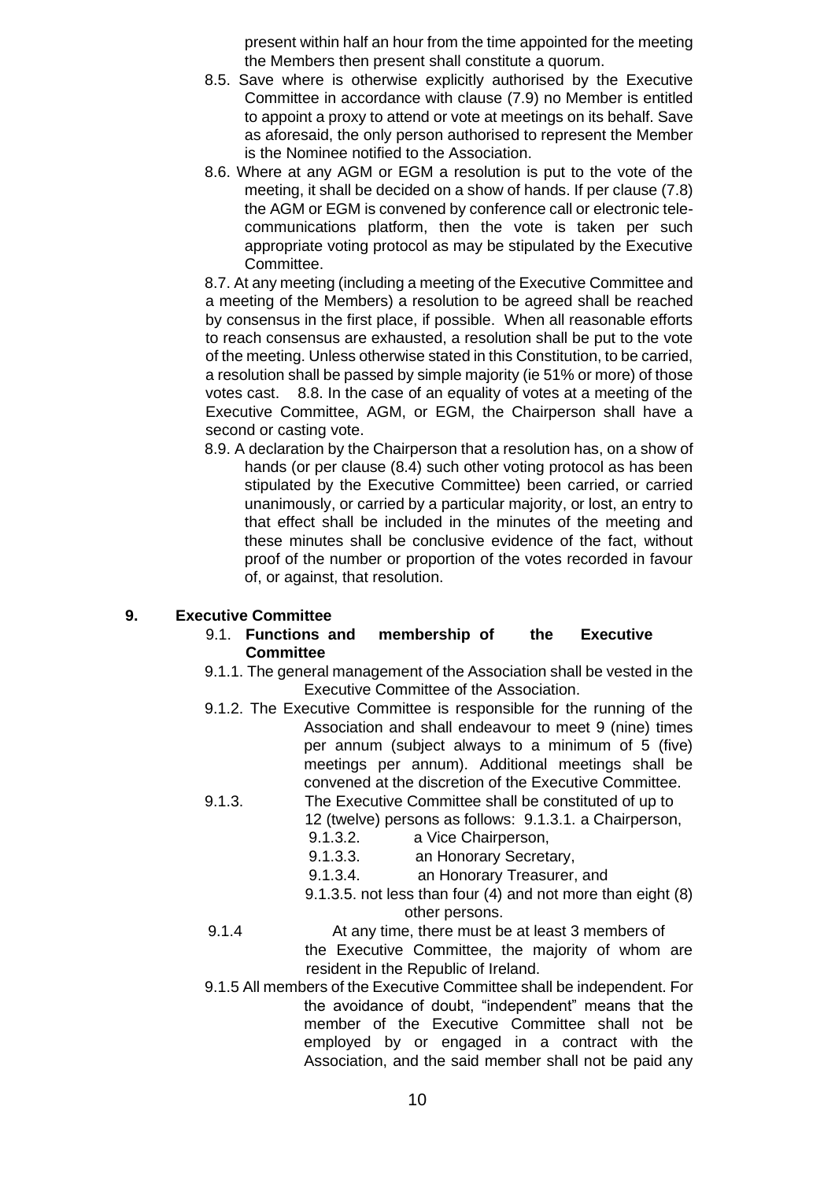present within half an hour from the time appointed for the meeting the Members then present shall constitute a quorum.

8.5. Save where is otherwise explicitly authorised by the Executive Committee in accordance with clause (7.9) no Member is entitled to appoint a proxy to attend or vote at meetings on its behalf. Save as aforesaid, the only person authorised to represent the Member is the Nominee notified to the Association.

8.6. Where at any AGM or EGM a resolution is put to the vote of the meeting, it shall be decided on a show of hands. If per clause (7.8) the AGM or EGM is convened by conference call or electronic telecommunications platform, then the vote is taken per such appropriate voting protocol as may be stipulated by the Executive Committee.

8.7. At any meeting (including a meeting of the Executive Committee and a meeting of the Members) a resolution to be agreed shall be reached by consensus in the first place, if possible. When all reasonable efforts to reach consensus are exhausted, a resolution shall be put to the vote of the meeting. Unless otherwise stated in this Constitution, to be carried, a resolution shall be passed by simple majority (ie 51% or more) of those votes cast. 8.8. In the case of an equality of votes at a meeting of the Executive Committee, AGM, or EGM, the Chairperson shall have a second or casting vote.

8.9. A declaration by the Chairperson that a resolution has, on a show of hands (or per clause (8.4) such other voting protocol as has been stipulated by the Executive Committee) been carried, or carried unanimously, or carried by a particular majority, or lost, an entry to that effect shall be included in the minutes of the meeting and these minutes shall be conclusive evidence of the fact, without proof of the number or proportion of the votes recorded in favour of, or against, that resolution.

## 9. Executive Committee

### 9.1. Functions and membership of the Executive Committee

9.1.1. The general management of the Association shall be vested in the Executive Committee of the Association.

9.1.2. The Executive Committee is responsible for the running of the Association and shall endeavour to meet 9 (nine) times per annum (subject always to a minimum of 5 (five) meetings per annum). Additional meetings shall be convened at the discretion of the Executive Committee.

9.1.3. The Executive Committee shall be constituted of up to 12 (twelve) persons as follows: 9.1.3.1. a Chairperson,

9.1.3.2. a Vice Chairperson,

9.1.3.3. an Honorary Secretary,

9.1.3.4. an Honorary Treasurer, and

9.1.3.5. not less than four (4) and not more than eight (8) other persons.

9.1.4 At any time, there must be at least 3 members of the Executive Committee, the majority of whom are resident in the Republic of Ireland.

9.1.5 All members of the Executive Committee shall be independent. For the avoidance of doubt, "independent" means that the member of the Executive Committee shall not be employed by or engaged in a contract with the Association, and the said member shall not be paid any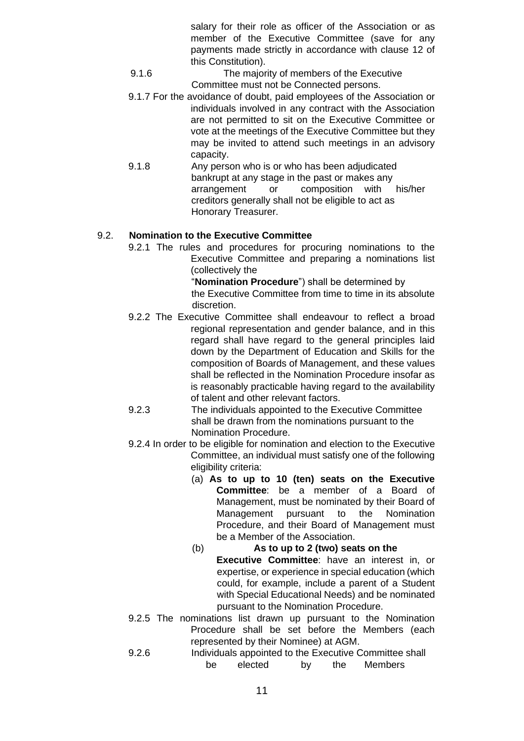salary for their role as officer of the Association or as member of the Executive Committee (save for any payments made strictly in accordance with clause 12 of this Constitution).

9.1.6 The majority of members of the Executive Committee must not be Connected persons.

9.1.7 For the avoidance of doubt, paid employees of the Association or individuals involved in any contract with the Association are not permitted to sit on the Executive Committee or vote at the meetings of the Executive Committee but they may be invited to attend such meetings in an advisory capacity.

9.1.8 Any person who is or who has been adjudicated bankrupt at any stage in the past or makes any arrangement or composition with his/her creditors generally shall not be eligible to act as Honorary Treasurer.

9.2. **Nomination to the Executive Committee**

9.2.1 The rules and procedures for procuring nominations to the Executive Committee and preparing a nominations list (collectively the "**Nomination Procedure**") shall be determined by the Executive Committee from time to time in its absolute discretion.

9.2.2 The Executive Committee shall endeavour to reflect a broad regional representation and gender balance, and in this regard shall have regard to the general principles laid down by the Department of Education and Skills for the composition of Boards of Management, and these values shall be reflected in the Nomination Procedure insofar as is reasonably practicable having regard to the availability of talent and other relevant factors.

9.2.3 The individuals appointed to the Executive Committee shall be drawn from the nominations pursuant to the Nomination Procedure.

9.2.4 In order to be eligible for nomination and election to the Executive Committee, an individual must satisfy one of the following eligibility criteria:

(a) **As to up to 10 (ten) seats on the Executive Committee**: be a member of a Board of Management, must be nominated by their Board of Management pursuant to the Nomination Procedure, and their Board of Management must be a Member of the Association.

(b) **As to up to 2 (two) seats on the Executive Committee**: have an interest in, or expertise, or experience in special education (which could, for example, include a parent of a Student with Special Educational Needs) and be nominated pursuant to the Nomination Procedure.

9.2.5 The nominations list drawn up pursuant to the Nomination Procedure shall be set before the Members (each represented by their Nominee) at AGM.

9.2.6 Individuals appointed to the Executive Committee shall be elected by the Members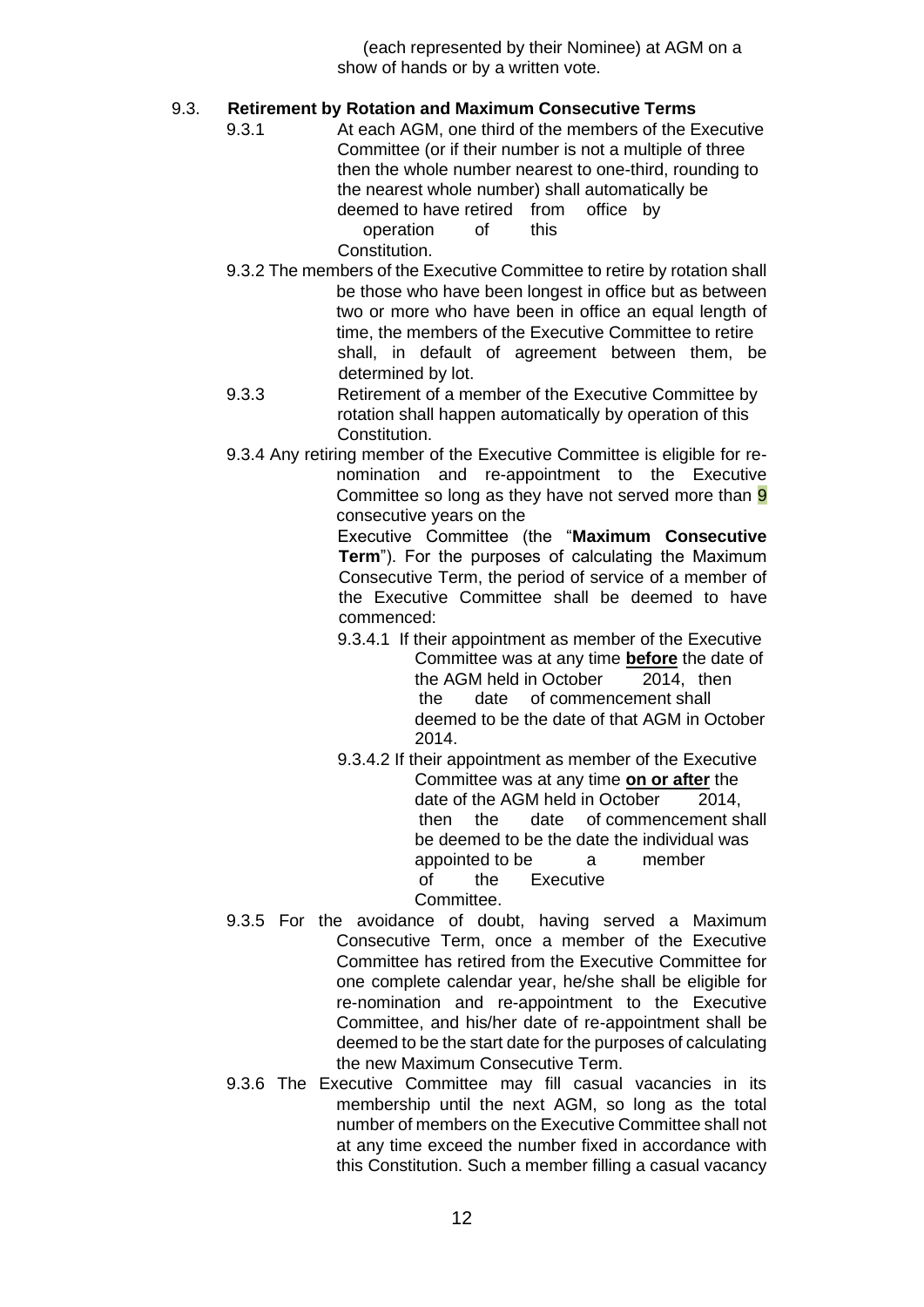(each represented by their Nominee) at AGM on a show of hands or by a written vote.

### 9.3. Retirement by Rotation and Maximum Consecutive Terms

9.3.1 At each AGM, one third of the members of the Executive Committee (or if their number is not a multiple of three then the whole number nearest to one-third, rounding to the nearest whole number) shall automatically be deemed to have retired from office by operation of this Constitution.

9.3.2 The members of the Executive Committee to retire by rotation shall be those who have been longest in office but as between two or more who have been in office an equal length of time, the members of the Executive Committee to retire shall, in default of agreement between them, be determined by lot.

9.3.3 Retirement of a member of the Executive Committee by rotation shall happen automatically by operation of this Constitution.

9.3.4 Any retiring member of the Executive Committee is eligible for re-nomination and re-appointment to the Executive Committee so long as they have not served more than 9 consecutive years on the Executive Committee (the "**Maximum Consecutive Term**"). For the purposes of calculating the Maximum Consecutive Term, the period of service of a member of the Executive Committee shall be deemed to have commenced:

9.3.4.1 If their appointment as member of the Executive Committee was at any time **before** the date of the AGM held in October 2014, then the date of commencement shall deemed to be the date of that AGM in October 2014.

9.3.4.2 If their appointment as member of the Executive Committee was at any time **on or after** the date of the AGM held in October 2014, then the date of commencement shall be deemed to be the date the individual was appointed to be a member of the Executive Committee.

9.3.5 For the avoidance of doubt, having served a Maximum Consecutive Term, once a member of the Executive Committee has retired from the Executive Committee for one complete calendar year, he/she shall be eligible for re-nomination and re-appointment to the Executive Committee, and his/her date of re-appointment shall be deemed to be the start date for the purposes of calculating the new Maximum Consecutive Term.

9.3.6 The Executive Committee may fill casual vacancies in its membership until the next AGM, so long as the total number of members on the Executive Committee shall not at any time exceed the number fixed in accordance with this Constitution. Such a member filling a casual vacancy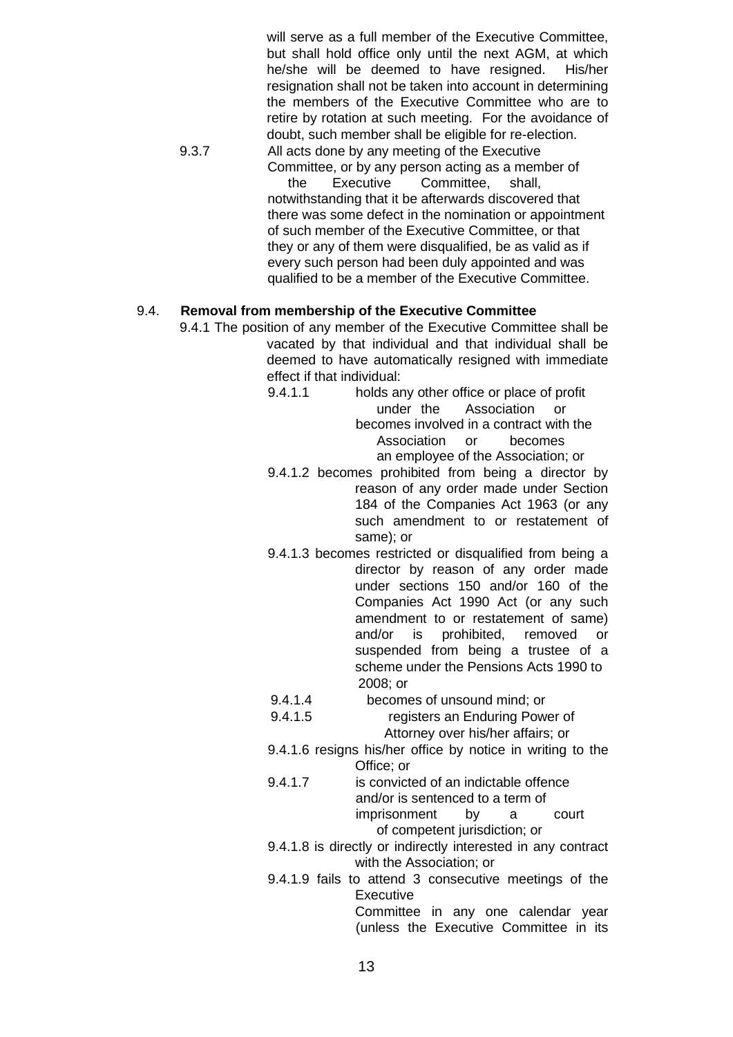will serve as a full member of the Executive Committee, but shall hold office only until the next AGM, at which he/she will be deemed to have resigned. His/her resignation shall not be taken into account in determining the members of the Executive Committee who are to retire by rotation at such meeting. For the avoidance of doubt, such member shall be eligible for re-election.

9.3.7 All acts done by any meeting of the Executive Committee, or by any person acting as a member of the Executive Committee, shall, notwithstanding that it be afterwards discovered that there was some defect in the nomination or appointment of such member of the Executive Committee, or that they or any of them were disqualified, be as valid as if every such person had been duly appointed and was qualified to be a member of the Executive Committee.

9.4. **Removal from membership of the Executive Committee**

9.4.1 The position of any member of the Executive Committee shall be vacated by that individual and that individual shall be deemed to have automatically resigned with immediate effect if that individual:

9.4.1.1 holds any other office or place of profit under the Association or becomes involved in a contract with the Association or becomes an employee of the Association; or

9.4.1.2 becomes prohibited from being a director by reason of any order made under Section 184 of the Companies Act 1963 (or any such amendment to or restatement of same); or

9.4.1.3 becomes restricted or disqualified from being a director by reason of any order made under sections 150 and/or 160 of the Companies Act 1990 Act (or any such amendment to or restatement of same) and/or is prohibited, removed or suspended from being a trustee of a scheme under the Pensions Acts 1990 to 2008; or

9.4.1.4 becomes of unsound mind; or

9.4.1.5 registers an Enduring Power of Attorney over his/her affairs; or

9.4.1.6 resigns his/her office by notice in writing to the Office; or

9.4.1.7 is convicted of an indictable offence and/or is sentenced to a term of imprisonment by a court of competent jurisdiction; or

9.4.1.8 is directly or indirectly interested in any contract with the Association; or

9.4.1.9 fails to attend 3 consecutive meetings of the Executive Committee in any one calendar year (unless the Executive Committee in its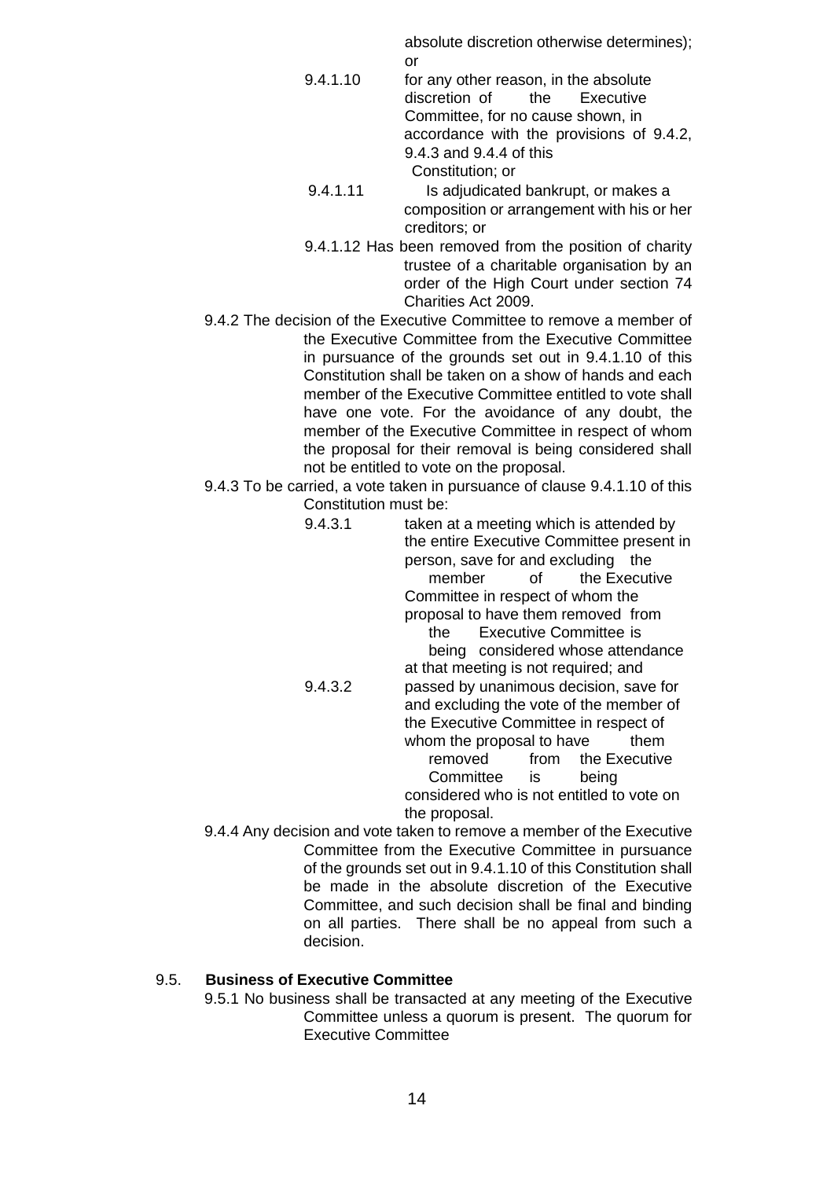absolute discretion otherwise determines); or

9.4.1.10 for any other reason, in the absolute discretion of the Executive Committee, for no cause shown, in accordance with the provisions of 9.4.2, 9.4.3 and 9.4.4 of this Constitution; or

9.4.1.11 Is adjudicated bankrupt, or makes a composition or arrangement with his or her creditors; or

9.4.1.12 Has been removed from the position of charity trustee of a charitable organisation by an order of the High Court under section 74 Charities Act 2009.

9.4.2 The decision of the Executive Committee to remove a member of the Executive Committee from the Executive Committee in pursuance of the grounds set out in 9.4.1.10 of this Constitution shall be taken on a show of hands and each member of the Executive Committee entitled to vote shall have one vote. For the avoidance of any doubt, the member of the Executive Committee in respect of whom the proposal for their removal is being considered shall not be entitled to vote on the proposal.

9.4.3 To be carried, a vote taken in pursuance of clause 9.4.1.10 of this Constitution must be:

9.4.3.1 taken at a meeting which is attended by the entire Executive Committee present in person, save for and excluding the member of the Executive Committee in respect of whom the proposal to have them removed from the Executive Committee is being considered whose attendance at that meeting is not required; and

9.4.3.2 passed by unanimous decision, save for and excluding the vote of the member of the Executive Committee in respect of whom the proposal to have them removed from the Executive Committee is being considered who is not entitled to vote on the proposal.

9.4.4 Any decision and vote taken to remove a member of the Executive Committee from the Executive Committee in pursuance of the grounds set out in 9.4.1.10 of this Constitution shall be made in the absolute discretion of the Executive Committee, and such decision shall be final and binding on all parties. There shall be no appeal from such a decision.

## 9.5. Business of Executive Committee

9.5.1 No business shall be transacted at any meeting of the Executive Committee unless a quorum is present. The quorum for Executive Committee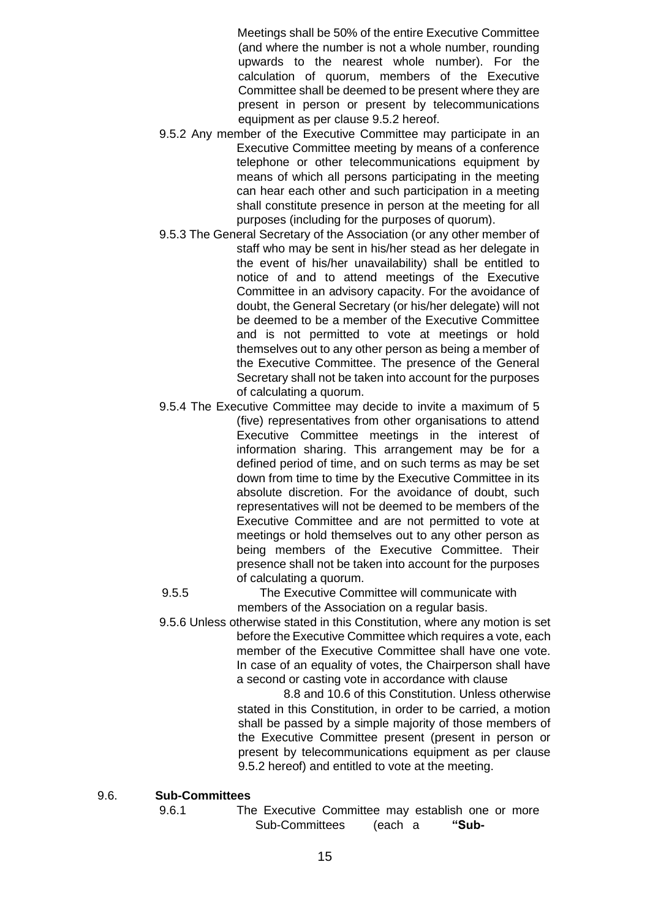Meetings shall be 50% of the entire Executive Committee (and where the number is not a whole number, rounding upwards to the nearest whole number). For the calculation of quorum, members of the Executive Committee shall be deemed to be present where they are present in person or present by telecommunications equipment as per clause 9.5.2 hereof.

9.5.2 Any member of the Executive Committee may participate in an Executive Committee meeting by means of a conference telephone or other telecommunications equipment by means of which all persons participating in the meeting can hear each other and such participation in a meeting shall constitute presence in person at the meeting for all purposes (including for the purposes of quorum).

9.5.3 The General Secretary of the Association (or any other member of staff who may be sent in his/her stead as her delegate in the event of his/her unavailability) shall be entitled to notice of and to attend meetings of the Executive Committee in an advisory capacity. For the avoidance of doubt, the General Secretary (or his/her delegate) will not be deemed to be a member of the Executive Committee and is not permitted to vote at meetings or hold themselves out to any other person as being a member of the Executive Committee. The presence of the General Secretary shall not be taken into account for the purposes of calculating a quorum.

9.5.4 The Executive Committee may decide to invite a maximum of 5 (five) representatives from other organisations to attend Executive Committee meetings in the interest of information sharing. This arrangement may be for a defined period of time, and on such terms as may be set down from time to time by the Executive Committee in its absolute discretion. For the avoidance of doubt, such representatives will not be deemed to be members of the Executive Committee and are not permitted to vote at meetings or hold themselves out to any other person as being members of the Executive Committee. Their presence shall not be taken into account for the purposes of calculating a quorum.

9.5.5 The Executive Committee will communicate with members of the Association on a regular basis.

9.5.6 Unless otherwise stated in this Constitution, where any motion is set before the Executive Committee which requires a vote, each member of the Executive Committee shall have one vote. In case of an equality of votes, the Chairperson shall have a second or casting vote in accordance with clause 8.8 and 10.6 of this Constitution. Unless otherwise stated in this Constitution, in order to be carried, a motion shall be passed by a simple majority of those members of the Executive Committee present (present in person or present by telecommunications equipment as per clause 9.5.2 hereof) and entitled to vote at the meeting.

9.6. **Sub-Committees**

9.6.1 The Executive Committee may establish one or more Sub-Committees (each a **"Sub-**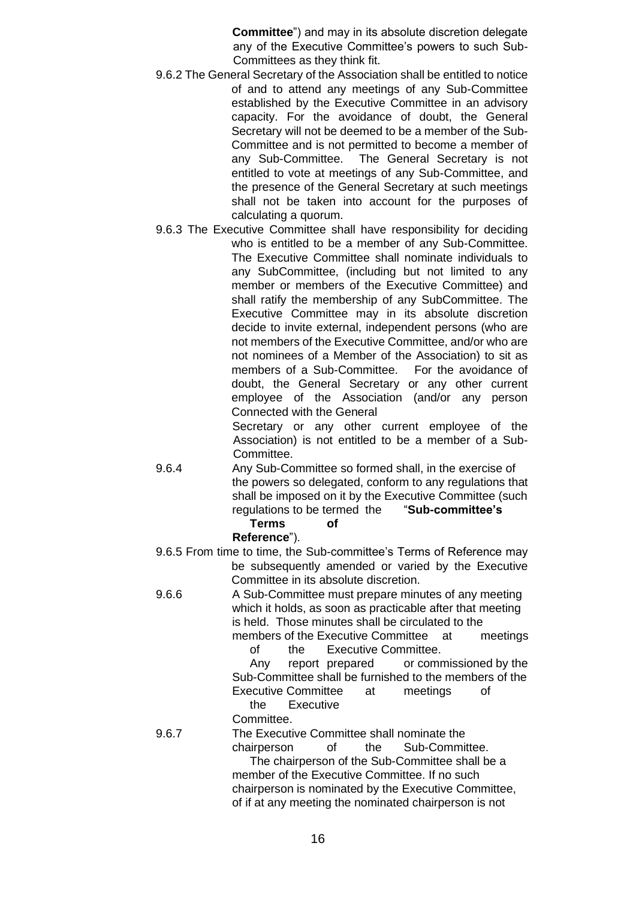**Committee**") and may in its absolute discretion delegate any of the Executive Committee's powers to such Sub-Committees as they think fit.

9.6.2 The General Secretary of the Association shall be entitled to notice of and to attend any meetings of any Sub-Committee established by the Executive Committee in an advisory capacity. For the avoidance of doubt, the General Secretary will not be deemed to be a member of the Sub-Committee and is not permitted to become a member of any Sub-Committee. The General Secretary is not entitled to vote at meetings of any Sub-Committee, and the presence of the General Secretary at such meetings shall not be taken into account for the purposes of calculating a quorum.

9.6.3 The Executive Committee shall have responsibility for deciding who is entitled to be a member of any Sub-Committee. The Executive Committee shall nominate individuals to any SubCommittee, (including but not limited to any member or members of the Executive Committee) and shall ratify the membership of any SubCommittee. The Executive Committee may in its absolute discretion decide to invite external, independent persons (who are not members of the Executive Committee, and/or who are not nominees of a Member of the Association) to sit as members of a Sub-Committee. For the avoidance of doubt, the General Secretary or any other current employee of the Association (and/or any person Connected with the General Secretary or any other current employee of the Association) is not entitled to be a member of a Sub-Committee.

9.6.4 Any Sub-Committee so formed shall, in the exercise of the powers so delegated, conform to any regulations that shall be imposed on it by the Executive Committee (such regulations to be termed the "**Sub-committee's Terms of Reference**").

9.6.5 From time to time, the Sub-committee's Terms of Reference may be subsequently amended or varied by the Executive Committee in its absolute discretion.

9.6.6 A Sub-Committee must prepare minutes of any meeting which it holds, as soon as practicable after that meeting is held. Those minutes shall be circulated to the members of the Executive Committee at meetings of the Executive Committee. Any report prepared or commissioned by the Sub-Committee shall be furnished to the members of the Executive Committee at meetings of the Executive Committee.

9.6.7 The Executive Committee shall nominate the chairperson of the Sub-Committee. The chairperson of the Sub-Committee shall be a member of the Executive Committee. If no such chairperson is nominated by the Executive Committee, of if at any meeting the nominated chairperson is not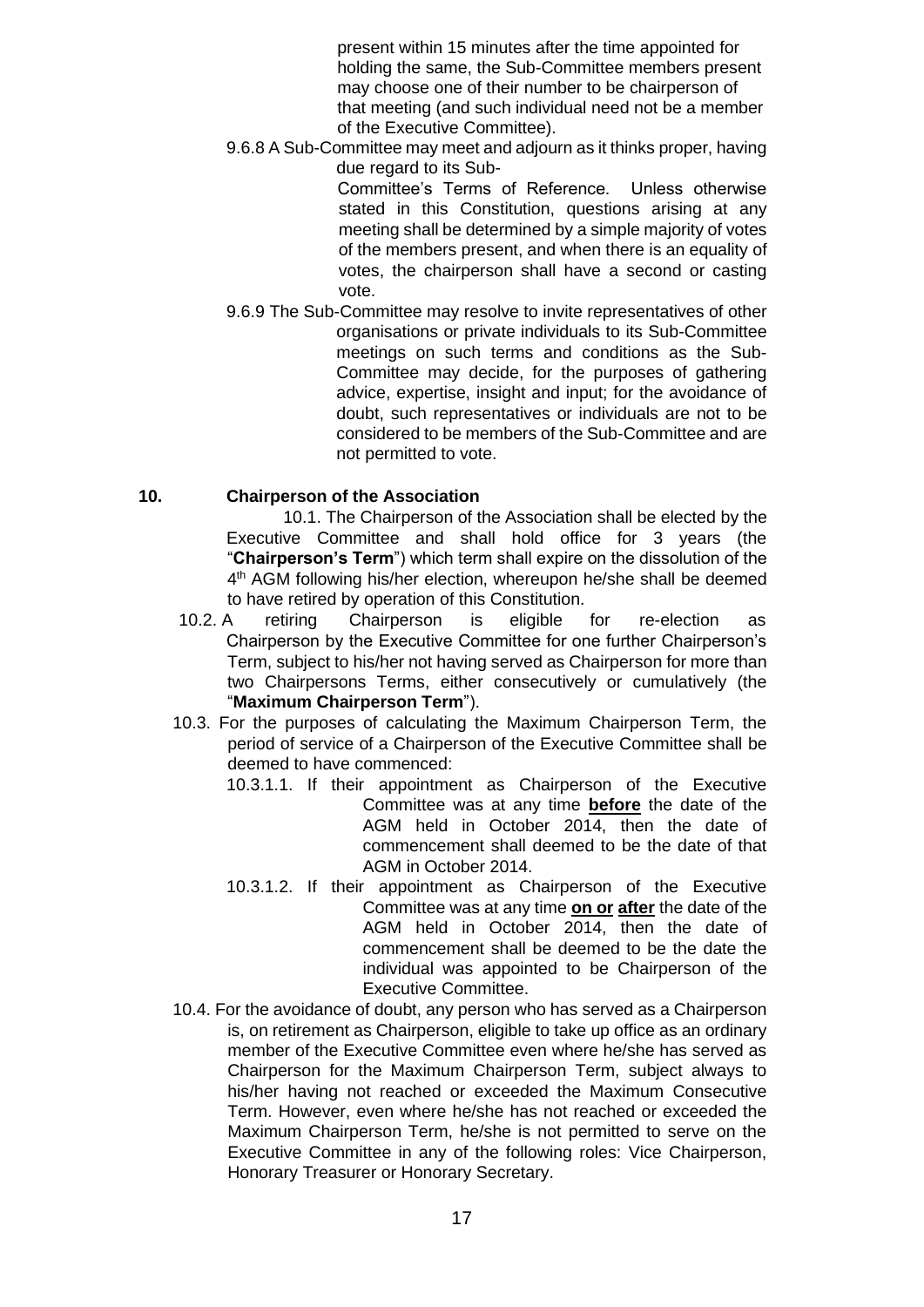present within 15 minutes after the time appointed for holding the same, the Sub-Committee members present may choose one of their number to be chairperson of that meeting (and such individual need not be a member of the Executive Committee).

9.6.8 A Sub-Committee may meet and adjourn as it thinks proper, having due regard to its Sub-Committee's Terms of Reference. Unless otherwise stated in this Constitution, questions arising at any meeting shall be determined by a simple majority of votes of the members present, and when there is an equality of votes, the chairperson shall have a second or casting vote.

9.6.9 The Sub-Committee may resolve to invite representatives of other organisations or private individuals to its Sub-Committee meetings on such terms and conditions as the Sub-Committee may decide, for the purposes of gathering advice, expertise, insight and input; for the avoidance of doubt, such representatives or individuals are not to be considered to be members of the Sub-Committee and are not permitted to vote.

## 10. Chairperson of the Association

10.1. The Chairperson of the Association shall be elected by the Executive Committee and shall hold office for 3 years (the "**Chairperson's Term**") which term shall expire on the dissolution of the 4th AGM following his/her election, whereupon he/she shall be deemed to have retired by operation of this Constitution.

10.2. A retiring Chairperson is eligible for re-election as Chairperson by the Executive Committee for one further Chairperson's Term, subject to his/her not having served as Chairperson for more than two Chairpersons Terms, either consecutively or cumulatively (the "**Maximum Chairperson Term**").

10.3. For the purposes of calculating the Maximum Chairperson Term, the period of service of a Chairperson of the Executive Committee shall be deemed to have commenced:

10.3.1.1. If their appointment as Chairperson of the Executive Committee was at any time **before** the date of the AGM held in October 2014, then the date of commencement shall deemed to be the date of that AGM in October 2014.

10.3.1.2. If their appointment as Chairperson of the Executive Committee was at any time **on or after** the date of the AGM held in October 2014, then the date of commencement shall be deemed to be the date the individual was appointed to be Chairperson of the Executive Committee.

10.4. For the avoidance of doubt, any person who has served as a Chairperson is, on retirement as Chairperson, eligible to take up office as an ordinary member of the Executive Committee even where he/she has served as Chairperson for the Maximum Chairperson Term, subject always to his/her having not reached or exceeded the Maximum Consecutive Term. However, even where he/she has not reached or exceeded the Maximum Chairperson Term, he/she is not permitted to serve on the Executive Committee in any of the following roles: Vice Chairperson, Honorary Treasurer or Honorary Secretary.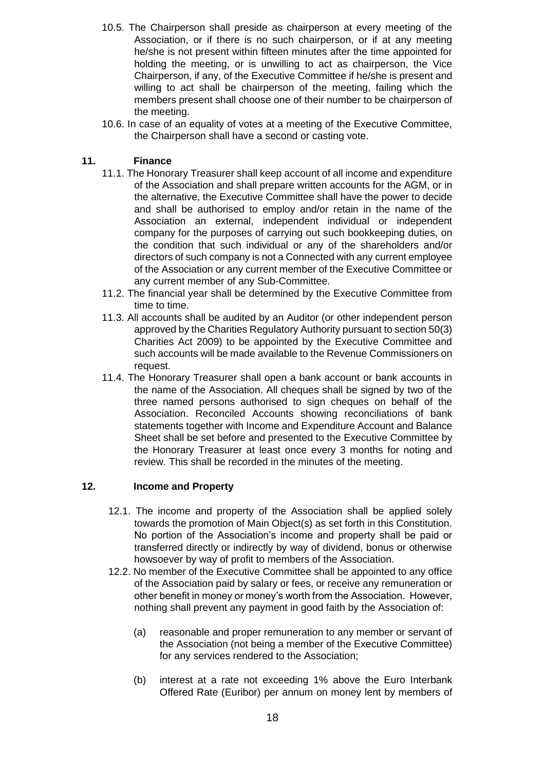10.5. The Chairperson shall preside as chairperson at every meeting of the Association, or if there is no such chairperson, or if at any meeting he/she is not present within fifteen minutes after the time appointed for holding the meeting, or is unwilling to act as chairperson, the Vice Chairperson, if any, of the Executive Committee if he/she is present and willing to act shall be chairperson of the meeting, failing which the members present shall choose one of their number to be chairperson of the meeting.

10.6. In case of an equality of votes at a meeting of the Executive Committee, the Chairperson shall have a second or casting vote.

## 11. Finance

11.1. The Honorary Treasurer shall keep account of all income and expenditure of the Association and shall prepare written accounts for the AGM, or in the alternative, the Executive Committee shall have the power to decide and shall be authorised to employ and/or retain in the name of the Association an external, independent individual or independent company for the purposes of carrying out such bookkeeping duties, on the condition that such individual or any of the shareholders and/or directors of such company is not a Connected with any current employee of the Association or any current member of the Executive Committee or any current member of any Sub-Committee.

11.2. The financial year shall be determined by the Executive Committee from time to time.

11.3. All accounts shall be audited by an Auditor (or other independent person approved by the Charities Regulatory Authority pursuant to section 50(3) Charities Act 2009) to be appointed by the Executive Committee and such accounts will be made available to the Revenue Commissioners on request.

11.4. The Honorary Treasurer shall open a bank account or bank accounts in the name of the Association. All cheques shall be signed by two of the three named persons authorised to sign cheques on behalf of the Association. Reconciled Accounts showing reconciliations of bank statements together with Income and Expenditure Account and Balance Sheet shall be set before and presented to the Executive Committee by the Honorary Treasurer at least once every 3 months for noting and review. This shall be recorded in the minutes of the meeting.

## 12. Income and Property

12.1. The income and property of the Association shall be applied solely towards the promotion of Main Object(s) as set forth in this Constitution. No portion of the Association's income and property shall be paid or transferred directly or indirectly by way of dividend, bonus or otherwise howsoever by way of profit to members of the Association.

12.2. No member of the Executive Committee shall be appointed to any office of the Association paid by salary or fees, or receive any remuneration or other benefit in money or money's worth from the Association. However, nothing shall prevent any payment in good faith by the Association of:

(a) reasonable and proper remuneration to any member or servant of the Association (not being a member of the Executive Committee) for any services rendered to the Association;

(b) interest at a rate not exceeding 1% above the Euro Interbank Offered Rate (Euribor) per annum on money lent by members of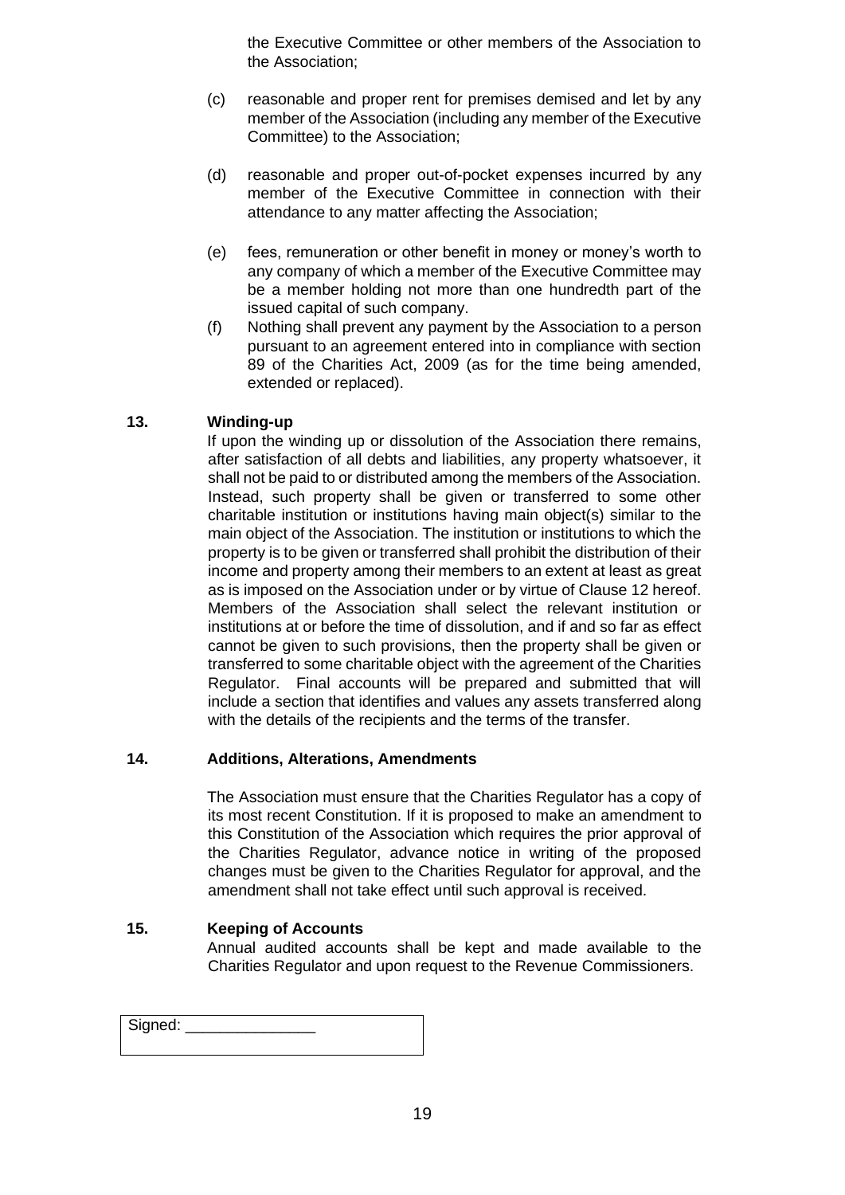the Executive Committee or other members of the Association to the Association;

(c) reasonable and proper rent for premises demised and let by any member of the Association (including any member of the Executive Committee) to the Association;

(d) reasonable and proper out-of-pocket expenses incurred by any member of the Executive Committee in connection with their attendance to any matter affecting the Association;

(e) fees, remuneration or other benefit in money or money's worth to any company of which a member of the Executive Committee may be a member holding not more than one hundredth part of the issued capital of such company.

(f) Nothing shall prevent any payment by the Association to a person pursuant to an agreement entered into in compliance with section 89 of the Charities Act, 2009 (as for the time being amended, extended or replaced).

**13. Winding-up**

If upon the winding up or dissolution of the Association there remains, after satisfaction of all debts and liabilities, any property whatsoever, it shall not be paid to or distributed among the members of the Association. Instead, such property shall be given or transferred to some other charitable institution or institutions having main object(s) similar to the main object of the Association. The institution or institutions to which the property is to be given or transferred shall prohibit the distribution of their income and property among their members to an extent at least as great as is imposed on the Association under or by virtue of Clause 12 hereof. Members of the Association shall select the relevant institution or institutions at or before the time of dissolution, and if and so far as effect cannot be given to such provisions, then the property shall be given or transferred to some charitable object with the agreement of the Charities Regulator. Final accounts will be prepared and submitted that will include a section that identifies and values any assets transferred along with the details of the recipients and the terms of the transfer.

**14. Additions, Alterations, Amendments**

The Association must ensure that the Charities Regulator has a copy of its most recent Constitution. If it is proposed to make an amendment to this Constitution of the Association which requires the prior approval of the Charities Regulator, advance notice in writing of the proposed changes must be given to the Charities Regulator for approval, and the amendment shall not take effect until such approval is received.

**15. Keeping of Accounts**

Annual audited accounts shall be kept and made available to the Charities Regulator and upon request to the Revenue Commissioners.

Signed: _______________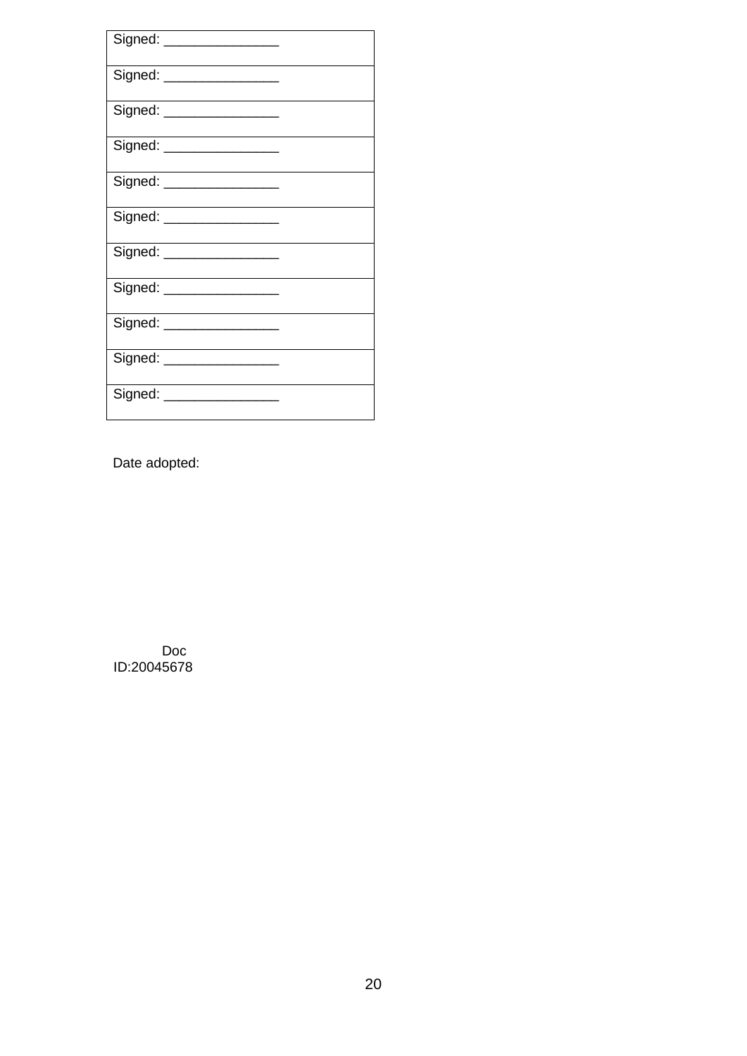| |
|---|
| Signed: _______________ |
| Signed: _______________ |
| Signed: _______________ |
| Signed: _______________ |
| Signed: _______________ |
| Signed: _______________ |
| Signed: _______________ |
| Signed: _______________ |
| Signed: _______________ |
| Signed: _______________ |
| Signed: _______________ |

Date adopted:

Doc
ID:20045678